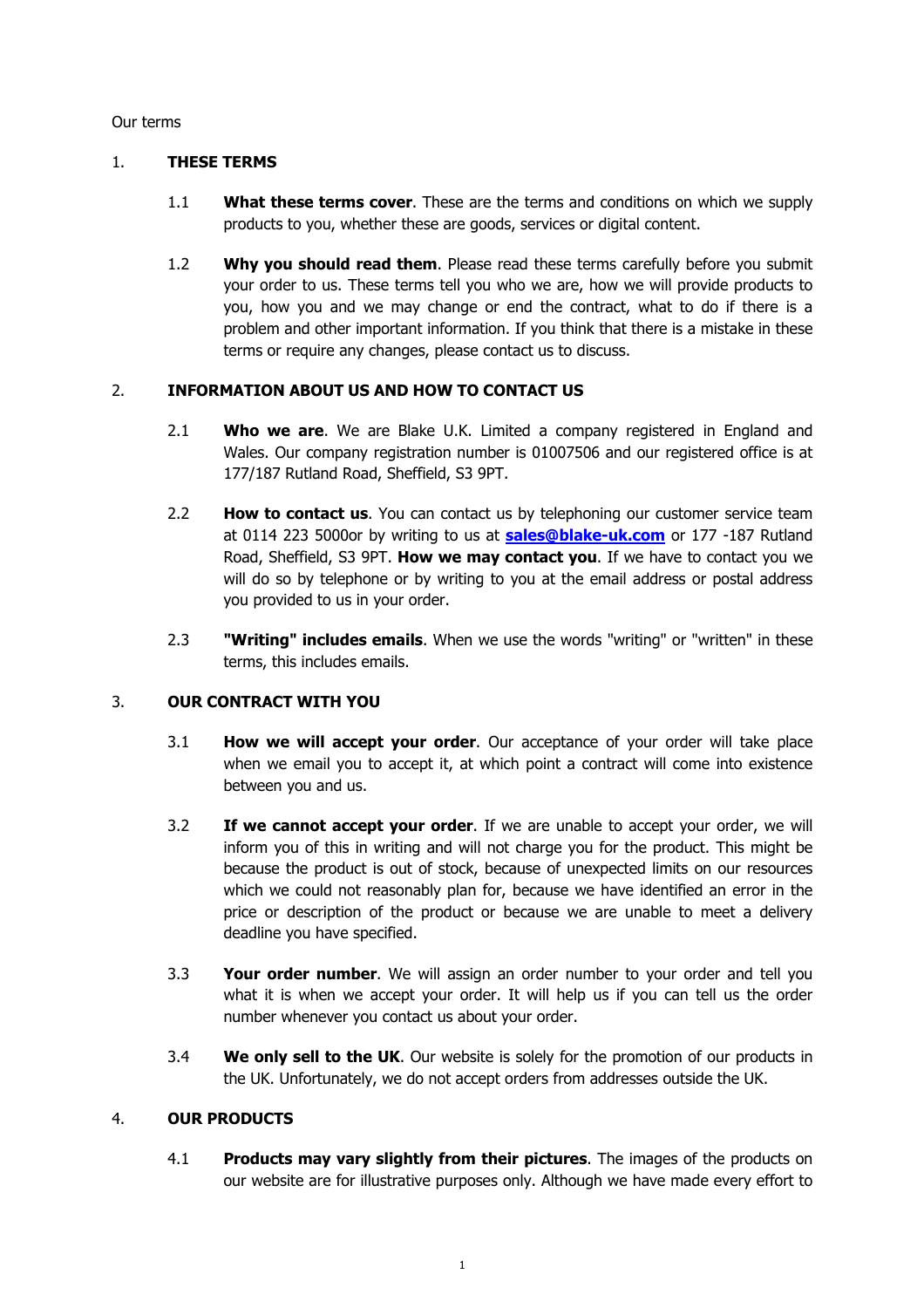Our terms

## 1. THESE TERMS

1.1 **What these terms cover**. These are the terms and conditions on which we supply products to you, whether these are goods, services or digital content.

1.2 **Why you should read them**. Please read these terms carefully before you submit your order to us. These terms tell you who we are, how we will provide products to you, how you and we may change or end the contract, what to do if there is a problem and other important information. If you think that there is a mistake in these terms or require any changes, please contact us to discuss.

## 2. INFORMATION ABOUT US AND HOW TO CONTACT US

2.1 **Who we are**. We are Blake U.K. Limited a company registered in England and Wales. Our company registration number is 01007506 and our registered office is at 177/187 Rutland Road, Sheffield, S3 9PT.

2.2 **How to contact us**. You can contact us by telephoning our customer service team at 0114 223 5000or by writing to us at **sales@blake-uk.com** or 177 -187 Rutland Road, Sheffield, S3 9PT. **How we may contact you**. If we have to contact you we will do so by telephone or by writing to you at the email address or postal address you provided to us in your order.

2.3 **"Writing" includes emails**. When we use the words "writing" or "written" in these terms, this includes emails.

## 3. OUR CONTRACT WITH YOU

3.1 **How we will accept your order**. Our acceptance of your order will take place when we email you to accept it, at which point a contract will come into existence between you and us.

3.2 **If we cannot accept your order**. If we are unable to accept your order, we will inform you of this in writing and will not charge you for the product. This might be because the product is out of stock, because of unexpected limits on our resources which we could not reasonably plan for, because we have identified an error in the price or description of the product or because we are unable to meet a delivery deadline you have specified.

3.3 **Your order number**. We will assign an order number to your order and tell you what it is when we accept your order. It will help us if you can tell us the order number whenever you contact us about your order.

3.4 **We only sell to the UK**. Our website is solely for the promotion of our products in the UK. Unfortunately, we do not accept orders from addresses outside the UK.

## 4. OUR PRODUCTS

4.1 **Products may vary slightly from their pictures**. The images of the products on our website are for illustrative purposes only. Although we have made every effort to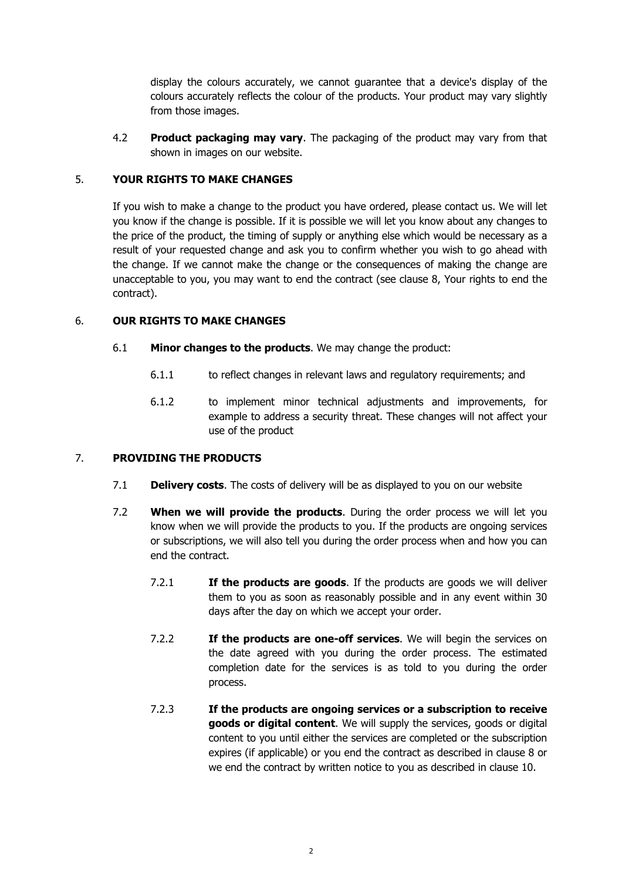display the colours accurately, we cannot guarantee that a device's display of the colours accurately reflects the colour of the products. Your product may vary slightly from those images.

4.2 **Product packaging may vary**. The packaging of the product may vary from that shown in images on our website.

## 5. YOUR RIGHTS TO MAKE CHANGES

If you wish to make a change to the product you have ordered, please contact us. We will let you know if the change is possible. If it is possible we will let you know about any changes to the price of the product, the timing of supply or anything else which would be necessary as a result of your requested change and ask you to confirm whether you wish to go ahead with the change. If we cannot make the change or the consequences of making the change are unacceptable to you, you may want to end the contract (see clause 8, Your rights to end the contract).

## 6. OUR RIGHTS TO MAKE CHANGES

6.1 **Minor changes to the products**. We may change the product:

6.1.1 to reflect changes in relevant laws and regulatory requirements; and

6.1.2 to implement minor technical adjustments and improvements, for example to address a security threat. These changes will not affect your use of the product

## 7. PROVIDING THE PRODUCTS

7.1 **Delivery costs**. The costs of delivery will be as displayed to you on our website

7.2 **When we will provide the products**. During the order process we will let you know when we will provide the products to you. If the products are ongoing services or subscriptions, we will also tell you during the order process when and how you can end the contract.

7.2.1 **If the products are goods**. If the products are goods we will deliver them to you as soon as reasonably possible and in any event within 30 days after the day on which we accept your order.

7.2.2 **If the products are one-off services**. We will begin the services on the date agreed with you during the order process. The estimated completion date for the services is as told to you during the order process.

7.2.3 **If the products are ongoing services or a subscription to receive goods or digital content**. We will supply the services, goods or digital content to you until either the services are completed or the subscription expires (if applicable) or you end the contract as described in clause 8 or we end the contract by written notice to you as described in clause 10.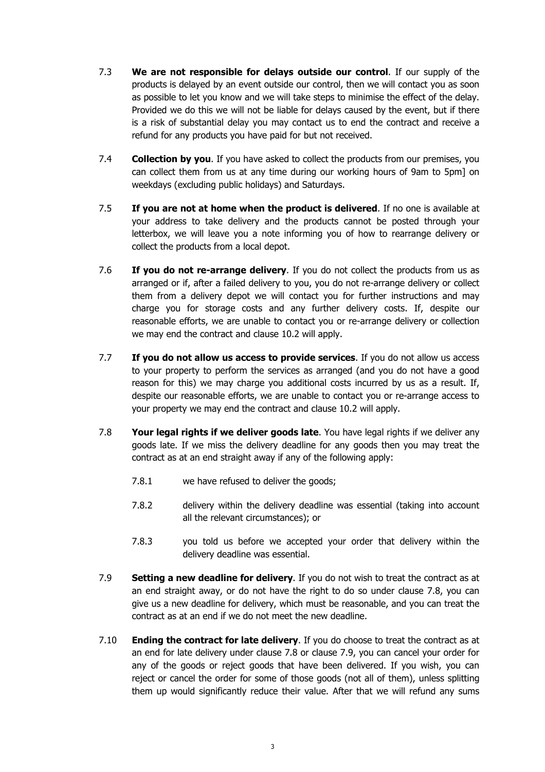7.3 **We are not responsible for delays outside our control**. If our supply of the products is delayed by an event outside our control, then we will contact you as soon as possible to let you know and we will take steps to minimise the effect of the delay. Provided we do this we will not be liable for delays caused by the event, but if there is a risk of substantial delay you may contact us to end the contract and receive a refund for any products you have paid for but not received.

7.4 **Collection by you**. If you have asked to collect the products from our premises, you can collect them from us at any time during our working hours of 9am to 5pm] on weekdays (excluding public holidays) and Saturdays.

7.5 **If you are not at home when the product is delivered**. If no one is available at your address to take delivery and the products cannot be posted through your letterbox, we will leave you a note informing you of how to rearrange delivery or collect the products from a local depot.

7.6 **If you do not re-arrange delivery**. If you do not collect the products from us as arranged or if, after a failed delivery to you, you do not re-arrange delivery or collect them from a delivery depot we will contact you for further instructions and may charge you for storage costs and any further delivery costs. If, despite our reasonable efforts, we are unable to contact you or re-arrange delivery or collection we may end the contract and clause 10.2 will apply.

7.7 **If you do not allow us access to provide services**. If you do not allow us access to your property to perform the services as arranged (and you do not have a good reason for this) we may charge you additional costs incurred by us as a result. If, despite our reasonable efforts, we are unable to contact you or re-arrange access to your property we may end the contract and clause 10.2 will apply.

7.8 **Your legal rights if we deliver goods late**. You have legal rights if we deliver any goods late. If we miss the delivery deadline for any goods then you may treat the contract as at an end straight away if any of the following apply:

7.8.1 we have refused to deliver the goods;

7.8.2 delivery within the delivery deadline was essential (taking into account all the relevant circumstances); or

7.8.3 you told us before we accepted your order that delivery within the delivery deadline was essential.

7.9 **Setting a new deadline for delivery**. If you do not wish to treat the contract as at an end straight away, or do not have the right to do so under clause 7.8, you can give us a new deadline for delivery, which must be reasonable, and you can treat the contract as at an end if we do not meet the new deadline.

7.10 **Ending the contract for late delivery**. If you do choose to treat the contract as at an end for late delivery under clause 7.8 or clause 7.9, you can cancel your order for any of the goods or reject goods that have been delivered. If you wish, you can reject or cancel the order for some of those goods (not all of them), unless splitting them up would significantly reduce their value. After that we will refund any sums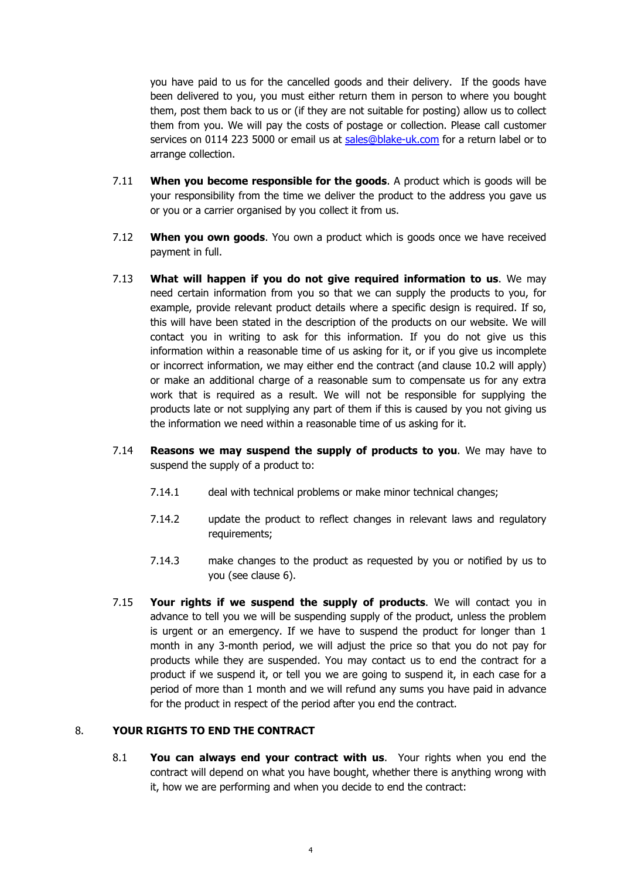you have paid to us for the cancelled goods and their delivery. If the goods have been delivered to you, you must either return them in person to where you bought them, post them back to us or (if they are not suitable for posting) allow us to collect them from you. We will pay the costs of postage or collection. Please call customer services on 0114 223 5000 or email us at [sales@blake-uk.com](mailto:sales@blake-uk.com) for a return label or to arrange collection.

7.11 **When you become responsible for the goods**. A product which is goods will be your responsibility from the time we deliver the product to the address you gave us or you or a carrier organised by you collect it from us.

7.12 **When you own goods**. You own a product which is goods once we have received payment in full.

7.13 **What will happen if you do not give required information to us**. We may need certain information from you so that we can supply the products to you, for example, provide relevant product details where a specific design is required. If so, this will have been stated in the description of the products on our website. We will contact you in writing to ask for this information. If you do not give us this information within a reasonable time of us asking for it, or if you give us incomplete or incorrect information, we may either end the contract (and clause 10.2 will apply) or make an additional charge of a reasonable sum to compensate us for any extra work that is required as a result. We will not be responsible for supplying the products late or not supplying any part of them if this is caused by you not giving us the information we need within a reasonable time of us asking for it.

7.14 **Reasons we may suspend the supply of products to you**. We may have to suspend the supply of a product to:

7.14.1 deal with technical problems or make minor technical changes;

7.14.2 update the product to reflect changes in relevant laws and regulatory requirements;

7.14.3 make changes to the product as requested by you or notified by us to you (see clause 6).

7.15 **Your rights if we suspend the supply of products**. We will contact you in advance to tell you we will be suspending supply of the product, unless the problem is urgent or an emergency. If we have to suspend the product for longer than 1 month in any 3-month period, we will adjust the price so that you do not pay for products while they are suspended. You may contact us to end the contract for a product if we suspend it, or tell you we are going to suspend it, in each case for a period of more than 1 month and we will refund any sums you have paid in advance for the product in respect of the period after you end the contract.

## 8. YOUR RIGHTS TO END THE CONTRACT

8.1 **You can always end your contract with us**. Your rights when you end the contract will depend on what you have bought, whether there is anything wrong with it, how we are performing and when you decide to end the contract: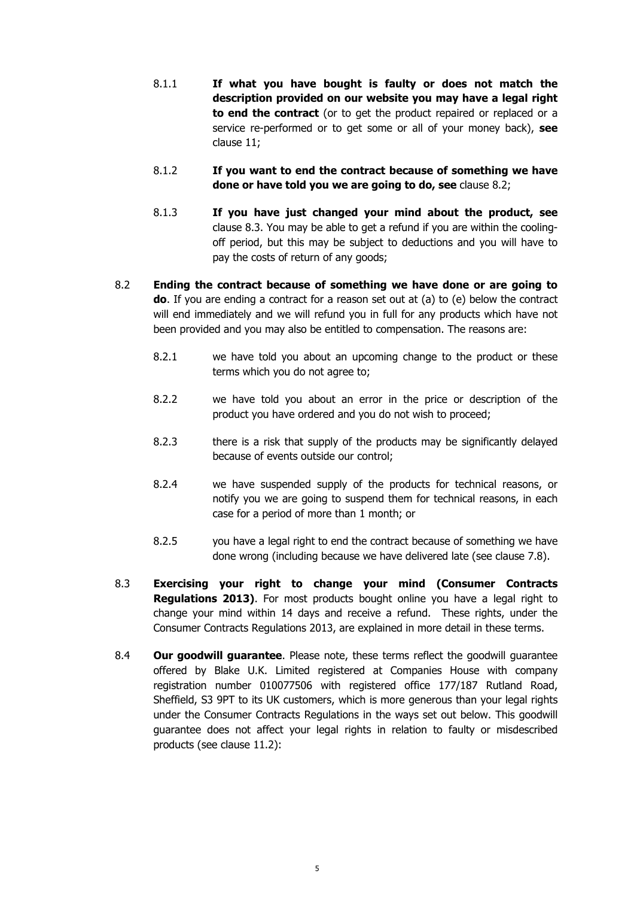8.1.1 **If what you have bought is faulty or does not match the description provided on our website you may have a legal right to end the contract** (or to get the product repaired or replaced or a service re-performed or to get some or all of your money back), **see** clause 11;

8.1.2 **If you want to end the contract because of something we have done or have told you we are going to do, see** clause 8.2;

8.1.3 **If you have just changed your mind about the product, see** clause 8.3. You may be able to get a refund if you are within the cooling-off period, but this may be subject to deductions and you will have to pay the costs of return of any goods;

8.2 **Ending the contract because of something we have done or are going to do**. If you are ending a contract for a reason set out at (a) to (e) below the contract will end immediately and we will refund you in full for any products which have not been provided and you may also be entitled to compensation. The reasons are:

8.2.1 we have told you about an upcoming change to the product or these terms which you do not agree to;

8.2.2 we have told you about an error in the price or description of the product you have ordered and you do not wish to proceed;

8.2.3 there is a risk that supply of the products may be significantly delayed because of events outside our control;

8.2.4 we have suspended supply of the products for technical reasons, or notify you we are going to suspend them for technical reasons, in each case for a period of more than 1 month; or

8.2.5 you have a legal right to end the contract because of something we have done wrong (including because we have delivered late (see clause 7.8).

8.3 **Exercising your right to change your mind (Consumer Contracts Regulations 2013)**. For most products bought online you have a legal right to change your mind within 14 days and receive a refund. These rights, under the Consumer Contracts Regulations 2013, are explained in more detail in these terms.

8.4 **Our goodwill guarantee**. Please note, these terms reflect the goodwill guarantee offered by Blake U.K. Limited registered at Companies House with company registration number 010077506 with registered office 177/187 Rutland Road, Sheffield, S3 9PT to its UK customers, which is more generous than your legal rights under the Consumer Contracts Regulations in the ways set out below. This goodwill guarantee does not affect your legal rights in relation to faulty or misdescribed products (see clause 11.2):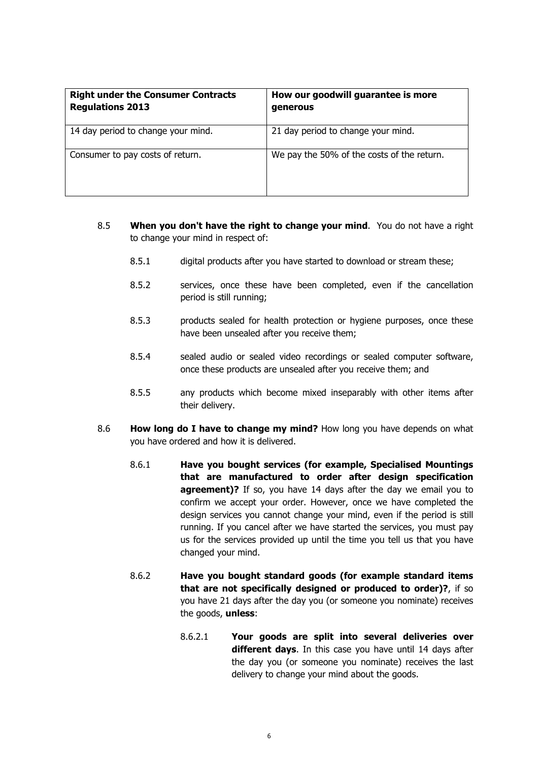| **Right under the Consumer Contracts Regulations 2013** | **How our goodwill guarantee is more generous** |
|---|---|
| 14 day period to change your mind. | 21 day period to change your mind. |
| Consumer to pay costs of return. | We pay the 50% of the costs of the return. |

8.5 **When you don't have the right to change your mind**. You do not have a right to change your mind in respect of:

8.5.1 digital products after you have started to download or stream these;

8.5.2 services, once these have been completed, even if the cancellation period is still running;

8.5.3 products sealed for health protection or hygiene purposes, once these have been unsealed after you receive them;

8.5.4 sealed audio or sealed video recordings or sealed computer software, once these products are unsealed after you receive them; and

8.5.5 any products which become mixed inseparably with other items after their delivery.

8.6 **How long do I have to change my mind?** How long you have depends on what you have ordered and how it is delivered.

8.6.1 **Have you bought services (for example, Specialised Mountings that are manufactured to order after design specification agreement)?** If so, you have 14 days after the day we email you to confirm we accept your order. However, once we have completed the design services you cannot change your mind, even if the period is still running. If you cancel after we have started the services, you must pay us for the services provided up until the time you tell us that you have changed your mind.

8.6.2 **Have you bought standard goods (for example standard items that are not specifically designed or produced to order)?**, if so you have 21 days after the day you (or someone you nominate) receives the goods, **unless**:

8.6.2.1 **Your goods are split into several deliveries over different days**. In this case you have until 14 days after the day you (or someone you nominate) receives the last delivery to change your mind about the goods.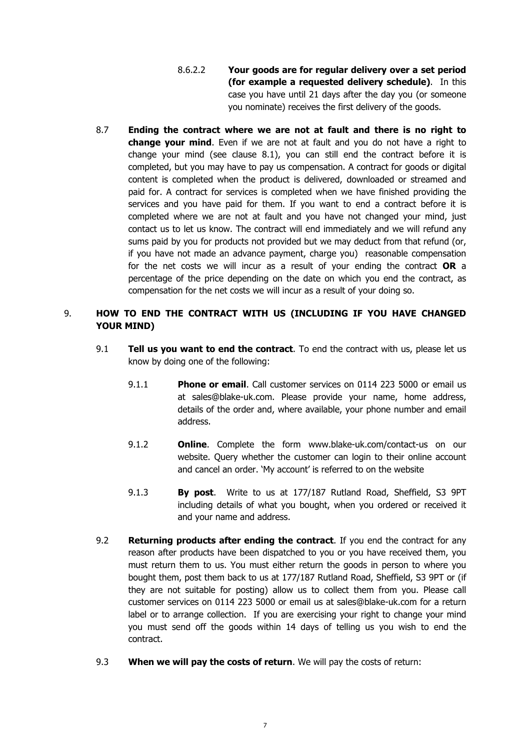8.6.2.2 **Your goods are for regular delivery over a set period (for example a requested delivery schedule)**. In this case you have until 21 days after the day you (or someone you nominate) receives the first delivery of the goods.

8.7 **Ending the contract where we are not at fault and there is no right to change your mind**. Even if we are not at fault and you do not have a right to change your mind (see clause 8.1), you can still end the contract before it is completed, but you may have to pay us compensation. A contract for goods or digital content is completed when the product is delivered, downloaded or streamed and paid for. A contract for services is completed when we have finished providing the services and you have paid for them. If you want to end a contract before it is completed where we are not at fault and you have not changed your mind, just contact us to let us know. The contract will end immediately and we will refund any sums paid by you for products not provided but we may deduct from that refund (or, if you have not made an advance payment, charge you) reasonable compensation for the net costs we will incur as a result of your ending the contract **OR** a percentage of the price depending on the date on which you end the contract, as compensation for the net costs we will incur as a result of your doing so.

## 9. HOW TO END THE CONTRACT WITH US (INCLUDING IF YOU HAVE CHANGED YOUR MIND)

9.1 **Tell us you want to end the contract**. To end the contract with us, please let us know by doing one of the following:

9.1.1 **Phone or email**. Call customer services on 0114 223 5000 or email us at sales@blake-uk.com. Please provide your name, home address, details of the order and, where available, your phone number and email address.

9.1.2 **Online**. Complete the form www.blake-uk.com/contact-us on our website. Query whether the customer can login to their online account and cancel an order. 'My account' is referred to on the website

9.1.3 **By post**. Write to us at 177/187 Rutland Road, Sheffield, S3 9PT including details of what you bought, when you ordered or received it and your name and address.

9.2 **Returning products after ending the contract**. If you end the contract for any reason after products have been dispatched to you or you have received them, you must return them to us. You must either return the goods in person to where you bought them, post them back to us at 177/187 Rutland Road, Sheffield, S3 9PT or (if they are not suitable for posting) allow us to collect them from you. Please call customer services on 0114 223 5000 or email us at sales@blake-uk.com for a return label or to arrange collection. If you are exercising your right to change your mind you must send off the goods within 14 days of telling us you wish to end the contract.

9.3 **When we will pay the costs of return**. We will pay the costs of return: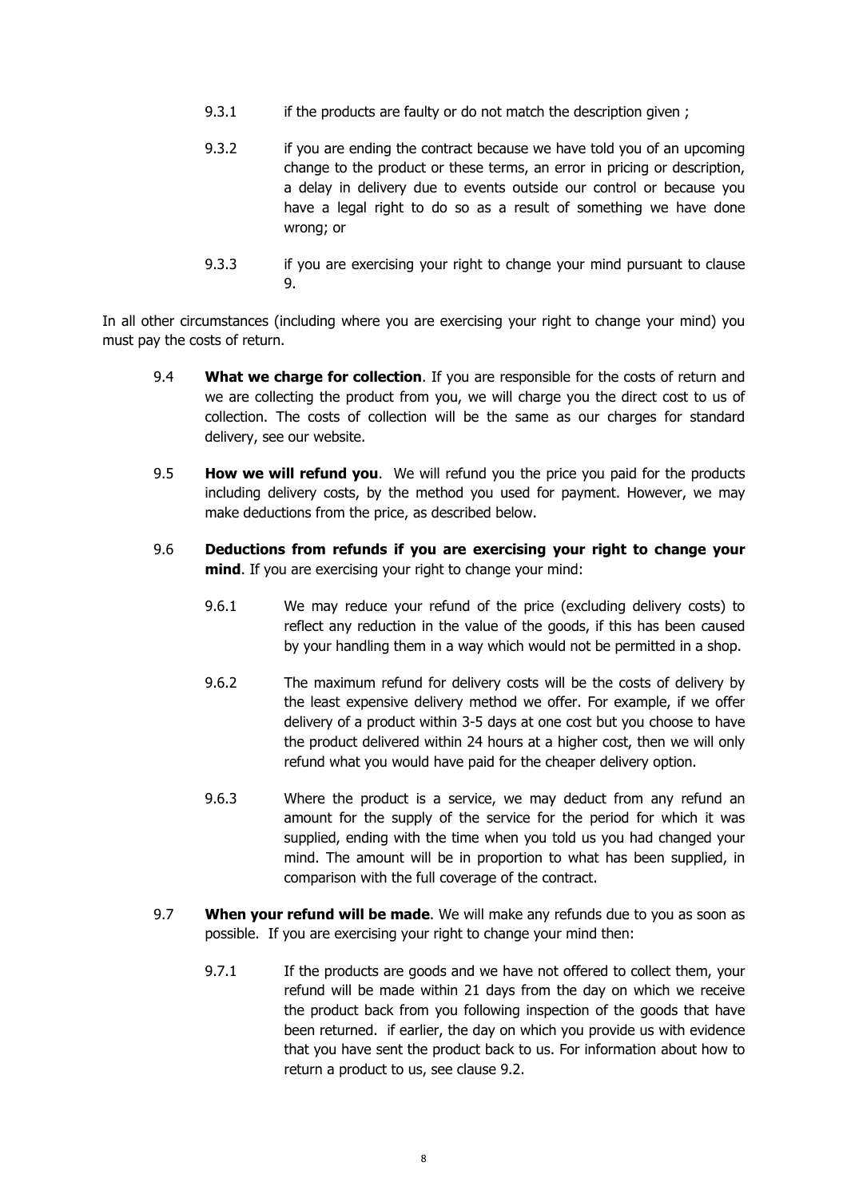9.3.1 if the products are faulty or do not match the description given ;

9.3.2 if you are ending the contract because we have told you of an upcoming change to the product or these terms, an error in pricing or description, a delay in delivery due to events outside our control or because you have a legal right to do so as a result of something we have done wrong; or

9.3.3 if you are exercising your right to change your mind pursuant to clause 9.

In all other circumstances (including where you are exercising your right to change your mind) you must pay the costs of return.

9.4 **What we charge for collection**. If you are responsible for the costs of return and we are collecting the product from you, we will charge you the direct cost to us of collection. The costs of collection will be the same as our charges for standard delivery, see our website.

9.5 **How we will refund you**. We will refund you the price you paid for the products including delivery costs, by the method you used for payment. However, we may make deductions from the price, as described below.

9.6 **Deductions from refunds if you are exercising your right to change your mind**. If you are exercising your right to change your mind:

9.6.1 We may reduce your refund of the price (excluding delivery costs) to reflect any reduction in the value of the goods, if this has been caused by your handling them in a way which would not be permitted in a shop.

9.6.2 The maximum refund for delivery costs will be the costs of delivery by the least expensive delivery method we offer. For example, if we offer delivery of a product within 3-5 days at one cost but you choose to have the product delivered within 24 hours at a higher cost, then we will only refund what you would have paid for the cheaper delivery option.

9.6.3 Where the product is a service, we may deduct from any refund an amount for the supply of the service for the period for which it was supplied, ending with the time when you told us you had changed your mind. The amount will be in proportion to what has been supplied, in comparison with the full coverage of the contract.

9.7 **When your refund will be made**. We will make any refunds due to you as soon as possible. If you are exercising your right to change your mind then:

9.7.1 If the products are goods and we have not offered to collect them, your refund will be made within 21 days from the day on which we receive the product back from you following inspection of the goods that have been returned. if earlier, the day on which you provide us with evidence that you have sent the product back to us. For information about how to return a product to us, see clause 9.2.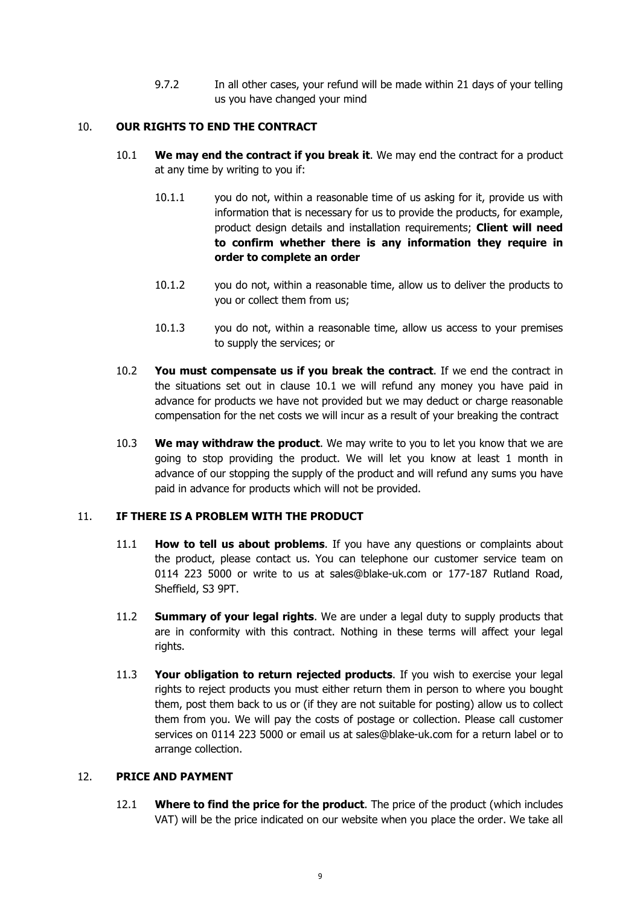9.7.2 In all other cases, your refund will be made within 21 days of your telling us you have changed your mind

## 10. OUR RIGHTS TO END THE CONTRACT

10.1 **We may end the contract if you break it**. We may end the contract for a product at any time by writing to you if:

10.1.1 you do not, within a reasonable time of us asking for it, provide us with information that is necessary for us to provide the products, for example, product design details and installation requirements; **Client will need to confirm whether there is any information they require in order to complete an order**

10.1.2 you do not, within a reasonable time, allow us to deliver the products to you or collect them from us;

10.1.3 you do not, within a reasonable time, allow us access to your premises to supply the services; or

10.2 **You must compensate us if you break the contract**. If we end the contract in the situations set out in clause 10.1 we will refund any money you have paid in advance for products we have not provided but we may deduct or charge reasonable compensation for the net costs we will incur as a result of your breaking the contract

10.3 **We may withdraw the product**. We may write to you to let you know that we are going to stop providing the product. We will let you know at least 1 month in advance of our stopping the supply of the product and will refund any sums you have paid in advance for products which will not be provided.

## 11. IF THERE IS A PROBLEM WITH THE PRODUCT

11.1 **How to tell us about problems**. If you have any questions or complaints about the product, please contact us. You can telephone our customer service team on 0114 223 5000 or write to us at sales@blake-uk.com or 177-187 Rutland Road, Sheffield, S3 9PT.

11.2 **Summary of your legal rights**. We are under a legal duty to supply products that are in conformity with this contract. Nothing in these terms will affect your legal rights.

11.3 **Your obligation to return rejected products**. If you wish to exercise your legal rights to reject products you must either return them in person to where you bought them, post them back to us or (if they are not suitable for posting) allow us to collect them from you. We will pay the costs of postage or collection. Please call customer services on 0114 223 5000 or email us at sales@blake-uk.com for a return label or to arrange collection.

## 12. PRICE AND PAYMENT

12.1 **Where to find the price for the product**. The price of the product (which includes VAT) will be the price indicated on our website when you place the order. We take all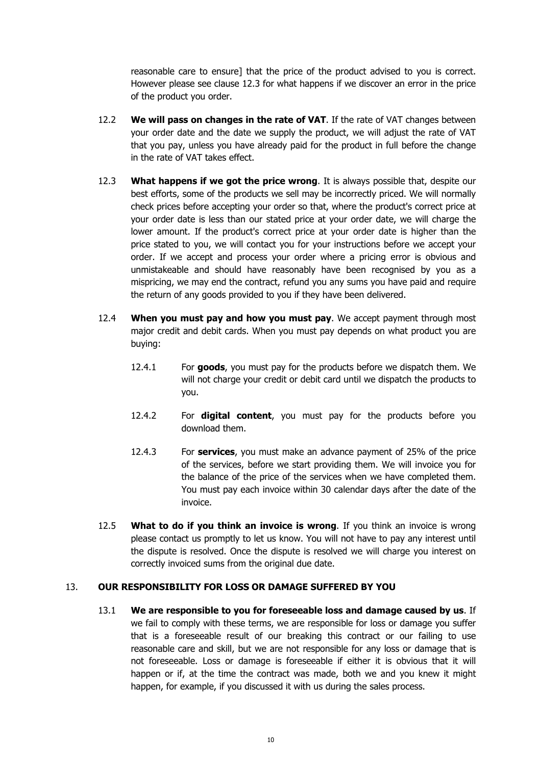reasonable care to ensure] that the price of the product advised to you is correct. However please see clause 12.3 for what happens if we discover an error in the price of the product you order.

12.2 **We will pass on changes in the rate of VAT**. If the rate of VAT changes between your order date and the date we supply the product, we will adjust the rate of VAT that you pay, unless you have already paid for the product in full before the change in the rate of VAT takes effect.

12.3 **What happens if we got the price wrong**. It is always possible that, despite our best efforts, some of the products we sell may be incorrectly priced. We will normally check prices before accepting your order so that, where the product's correct price at your order date is less than our stated price at your order date, we will charge the lower amount. If the product's correct price at your order date is higher than the price stated to you, we will contact you for your instructions before we accept your order. If we accept and process your order where a pricing error is obvious and unmistakeable and should have reasonably have been recognised by you as a mispricing, we may end the contract, refund you any sums you have paid and require the return of any goods provided to you if they have been delivered.

12.4 **When you must pay and how you must pay**. We accept payment through most major credit and debit cards. When you must pay depends on what product you are buying:

12.4.1 For **goods**, you must pay for the products before we dispatch them. We will not charge your credit or debit card until we dispatch the products to you.

12.4.2 For **digital content**, you must pay for the products before you download them.

12.4.3 For **services**, you must make an advance payment of 25% of the price of the services, before we start providing them. We will invoice you for the balance of the price of the services when we have completed them. You must pay each invoice within 30 calendar days after the date of the invoice.

12.5 **What to do if you think an invoice is wrong**. If you think an invoice is wrong please contact us promptly to let us know. You will not have to pay any interest until the dispute is resolved. Once the dispute is resolved we will charge you interest on correctly invoiced sums from the original due date.

## 13. OUR RESPONSIBILITY FOR LOSS OR DAMAGE SUFFERED BY YOU

13.1 **We are responsible to you for foreseeable loss and damage caused by us**. If we fail to comply with these terms, we are responsible for loss or damage you suffer that is a foreseeable result of our breaking this contract or our failing to use reasonable care and skill, but we are not responsible for any loss or damage that is not foreseeable. Loss or damage is foreseeable if either it is obvious that it will happen or if, at the time the contract was made, both we and you knew it might happen, for example, if you discussed it with us during the sales process.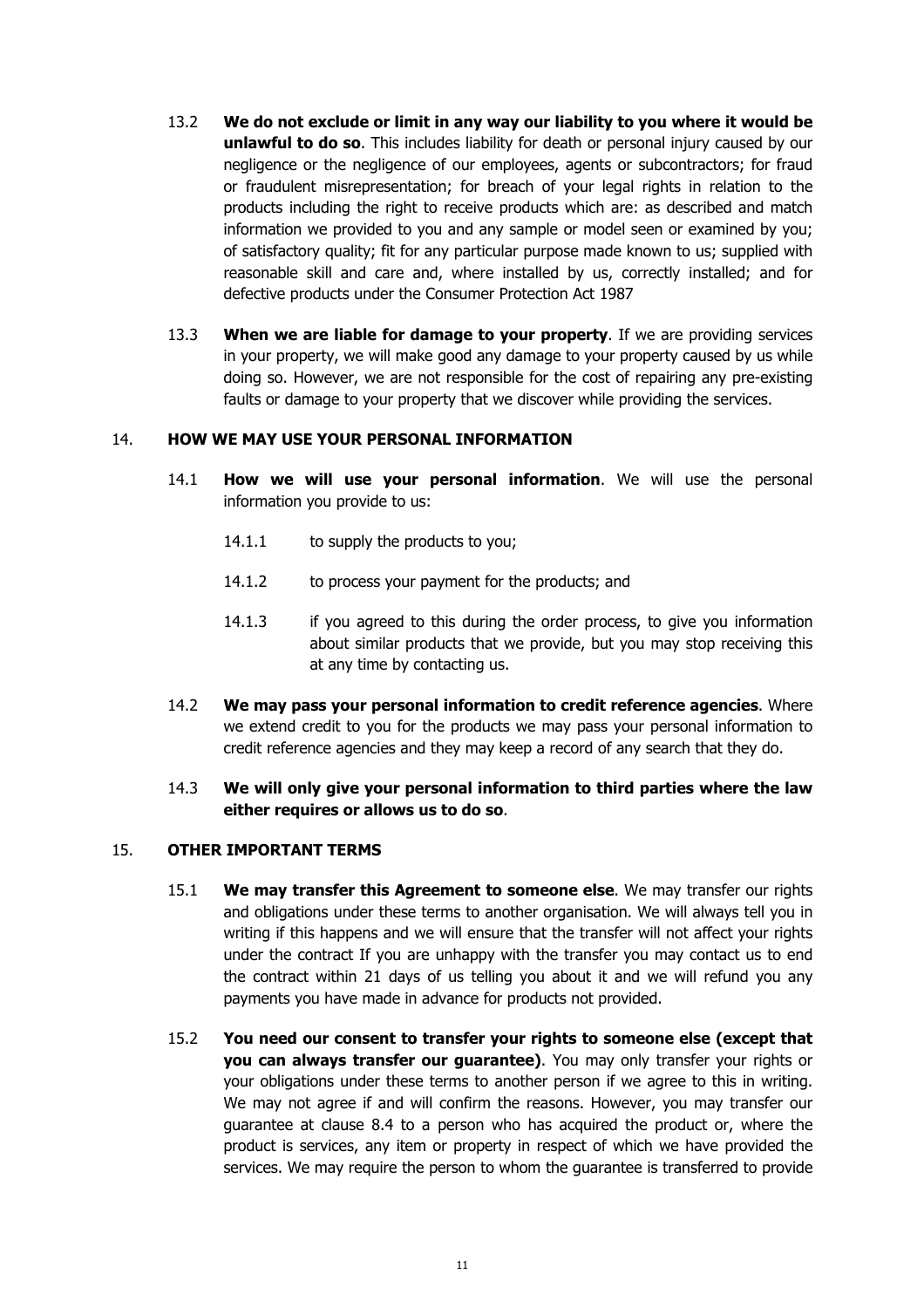13.2 **We do not exclude or limit in any way our liability to you where it would be unlawful to do so**. This includes liability for death or personal injury caused by our negligence or the negligence of our employees, agents or subcontractors; for fraud or fraudulent misrepresentation; for breach of your legal rights in relation to the products including the right to receive products which are: as described and match information we provided to you and any sample or model seen or examined by you; of satisfactory quality; fit for any particular purpose made known to us; supplied with reasonable skill and care and, where installed by us, correctly installed; and for defective products under the Consumer Protection Act 1987

13.3 **When we are liable for damage to your property**. If we are providing services in your property, we will make good any damage to your property caused by us while doing so. However, we are not responsible for the cost of repairing any pre-existing faults or damage to your property that we discover while providing the services.

## 14. HOW WE MAY USE YOUR PERSONAL INFORMATION

14.1 **How we will use your personal information**. We will use the personal information you provide to us:

14.1.1 to supply the products to you;

14.1.2 to process your payment for the products; and

14.1.3 if you agreed to this during the order process, to give you information about similar products that we provide, but you may stop receiving this at any time by contacting us.

14.2 **We may pass your personal information to credit reference agencies**. Where we extend credit to you for the products we may pass your personal information to credit reference agencies and they may keep a record of any search that they do.

14.3 **We will only give your personal information to third parties where the law either requires or allows us to do so**.

## 15. OTHER IMPORTANT TERMS

15.1 **We may transfer this Agreement to someone else**. We may transfer our rights and obligations under these terms to another organisation. We will always tell you in writing if this happens and we will ensure that the transfer will not affect your rights under the contract If you are unhappy with the transfer you may contact us to end the contract within 21 days of us telling you about it and we will refund you any payments you have made in advance for products not provided.

15.2 **You need our consent to transfer your rights to someone else (except that you can always transfer our guarantee)**. You may only transfer your rights or your obligations under these terms to another person if we agree to this in writing. We may not agree if and will confirm the reasons. However, you may transfer our guarantee at clause 8.4 to a person who has acquired the product or, where the product is services, any item or property in respect of which we have provided the services. We may require the person to whom the guarantee is transferred to provide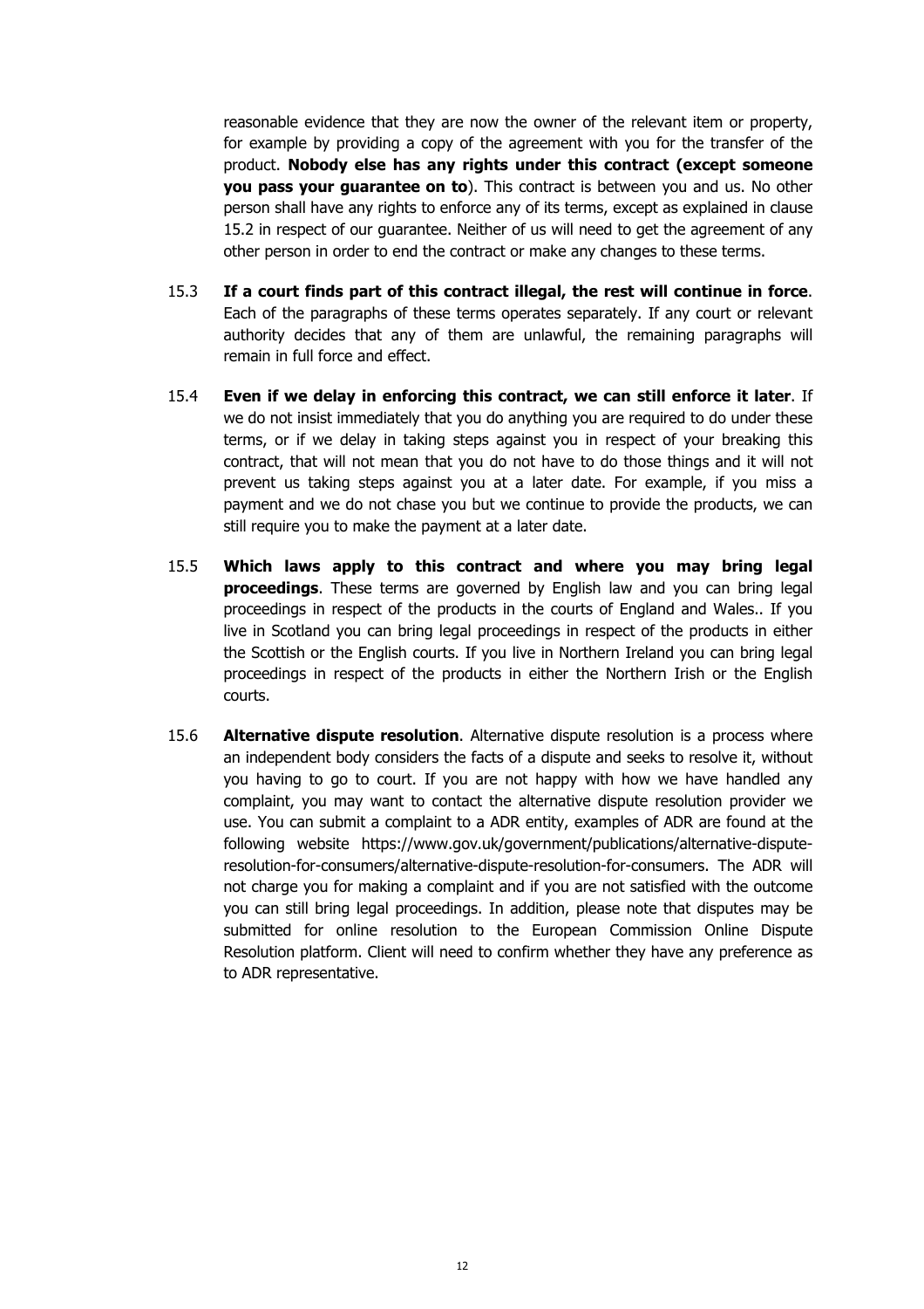reasonable evidence that they are now the owner of the relevant item or property, for example by providing a copy of the agreement with you for the transfer of the product. **Nobody else has any rights under this contract (except someone you pass your guarantee on to**). This contract is between you and us. No other person shall have any rights to enforce any of its terms, except as explained in clause 15.2 in respect of our guarantee. Neither of us will need to get the agreement of any other person in order to end the contract or make any changes to these terms.

15.3 **If a court finds part of this contract illegal, the rest will continue in force**. Each of the paragraphs of these terms operates separately. If any court or relevant authority decides that any of them are unlawful, the remaining paragraphs will remain in full force and effect.

15.4 **Even if we delay in enforcing this contract, we can still enforce it later**. If we do not insist immediately that you do anything you are required to do under these terms, or if we delay in taking steps against you in respect of your breaking this contract, that will not mean that you do not have to do those things and it will not prevent us taking steps against you at a later date. For example, if you miss a payment and we do not chase you but we continue to provide the products, we can still require you to make the payment at a later date.

15.5 **Which laws apply to this contract and where you may bring legal proceedings**. These terms are governed by English law and you can bring legal proceedings in respect of the products in the courts of England and Wales.. If you live in Scotland you can bring legal proceedings in respect of the products in either the Scottish or the English courts. If you live in Northern Ireland you can bring legal proceedings in respect of the products in either the Northern Irish or the English courts.

15.6 **Alternative dispute resolution**. Alternative dispute resolution is a process where an independent body considers the facts of a dispute and seeks to resolve it, without you having to go to court. If you are not happy with how we have handled any complaint, you may want to contact the alternative dispute resolution provider we use. You can submit a complaint to a ADR entity, examples of ADR are found at the following website https://www.gov.uk/government/publications/alternative-dispute-resolution-for-consumers/alternative-dispute-resolution-for-consumers. The ADR will not charge you for making a complaint and if you are not satisfied with the outcome you can still bring legal proceedings. In addition, please note that disputes may be submitted for online resolution to the European Commission Online Dispute Resolution platform. Client will need to confirm whether they have any preference as to ADR representative.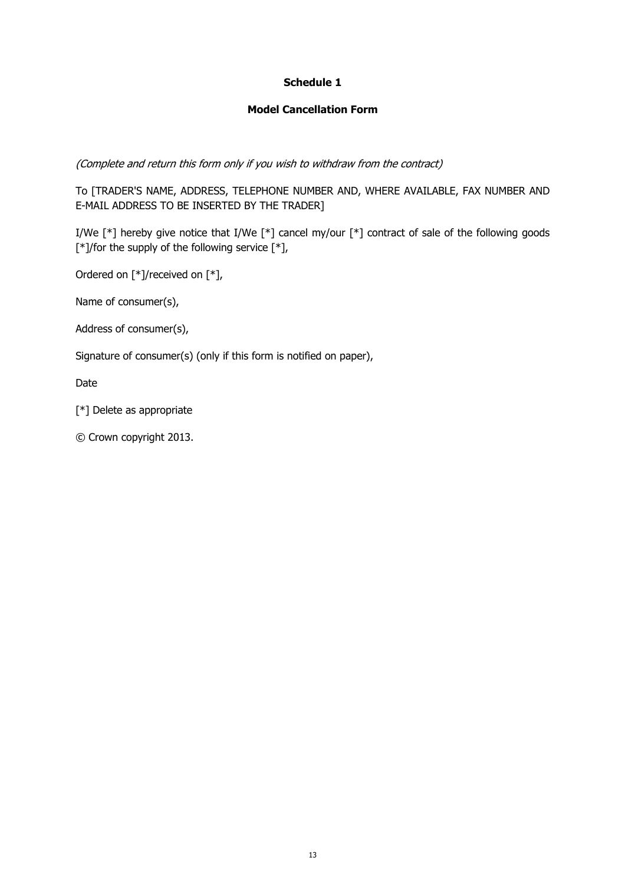# Schedule 1

## Model Cancellation Form

*(Complete and return this form only if you wish to withdraw from the contract)*

To [TRADER'S NAME, ADDRESS, TELEPHONE NUMBER AND, WHERE AVAILABLE, FAX NUMBER AND E-MAIL ADDRESS TO BE INSERTED BY THE TRADER]

I/We [*] hereby give notice that I/We [*] cancel my/our [*] contract of sale of the following goods [*]/for the supply of the following service [*],

Ordered on [*]/received on [*],

Name of consumer(s),

Address of consumer(s),

Signature of consumer(s) (only if this form is notified on paper),

Date

[*] Delete as appropriate

© Crown copyright 2013.